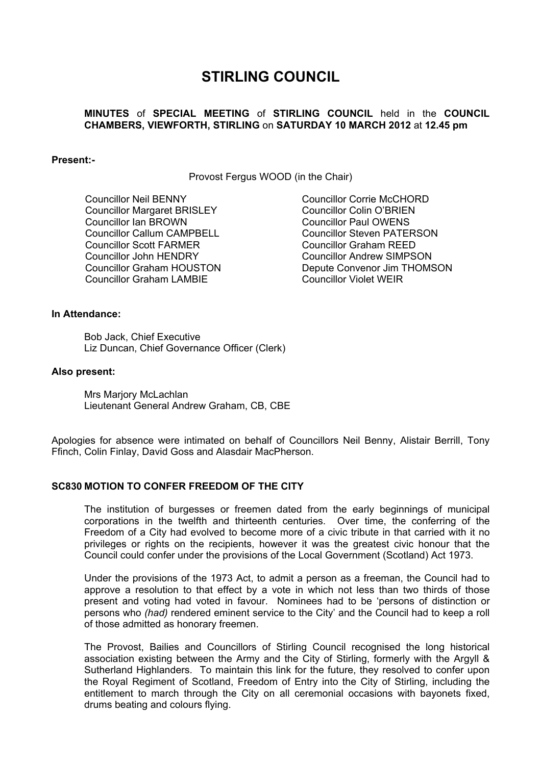# STIRLING COUNCIL

**MINUTES** of **SPECIAL MEETING** of **STIRLING COUNCIL** held in the **COUNCIL CHAMBERS, VIEWFORTH, STIRLING** on **SATURDAY 10 MARCH 2012** at **12.45 pm**

**Present:-**

Provost Fergus WOOD (in the Chair)

Councillor Neil BENNY
Councillor Margaret BRISLEY
Councillor Ian BROWN
Councillor Callum CAMPBELL
Councillor Scott FARMER
Councillor John HENDRY
Councillor Graham HOUSTON
Councillor Graham LAMBIE
Councillor Corrie McCHORD
Councillor Colin O'BRIEN
Councillor Paul OWENS
Councillor Steven PATERSON
Councillor Graham REED
Councillor Andrew SIMPSON
Depute Convenor Jim THOMSON
Councillor Violet WEIR

**In Attendance:**

Bob Jack, Chief Executive
Liz Duncan, Chief Governance Officer (Clerk)

**Also present:**

Mrs Marjory McLachlan
Lieutenant General Andrew Graham, CB, CBE

Apologies for absence were intimated on behalf of Councillors Neil Benny, Alistair Berrill, Tony Ffinch, Colin Finlay, David Goss and Alasdair MacPherson.

**SC830 MOTION TO CONFER FREEDOM OF THE CITY**

The institution of burgesses or freemen dated from the early beginnings of municipal corporations in the twelfth and thirteenth centuries. Over time, the conferring of the Freedom of a City had evolved to become more of a civic tribute in that carried with it no privileges or rights on the recipients, however it was the greatest civic honour that the Council could confer under the provisions of the Local Government (Scotland) Act 1973.

Under the provisions of the 1973 Act, to admit a person as a freeman, the Council had to approve a resolution to that effect by a vote in which not less than two thirds of those present and voting had voted in favour. Nominees had to be 'persons of distinction or persons who *(had)* rendered eminent service to the City' and the Council had to keep a roll of those admitted as honorary freemen.

The Provost, Bailies and Councillors of Stirling Council recognised the long historical association existing between the Army and the City of Stirling, formerly with the Argyll & Sutherland Highlanders. To maintain this link for the future, they resolved to confer upon the Royal Regiment of Scotland, Freedom of Entry into the City of Stirling, including the entitlement to march through the City on all ceremonial occasions with bayonets fixed, drums beating and colours flying.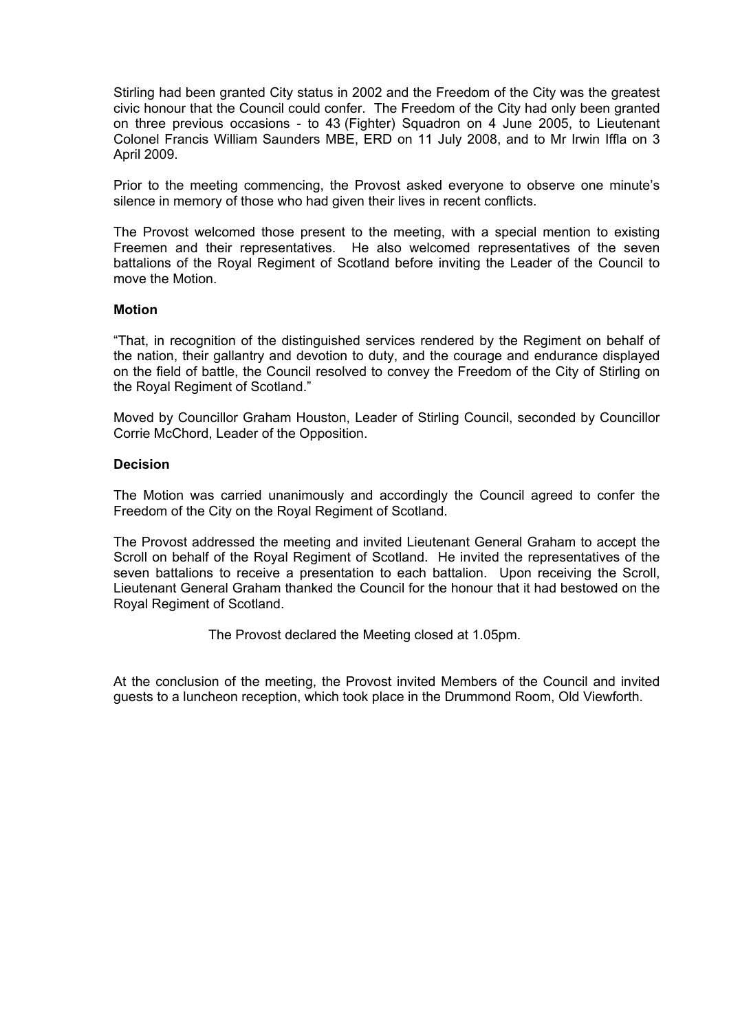Stirling had been granted City status in 2002 and the Freedom of the City was the greatest civic honour that the Council could confer. The Freedom of the City had only been granted on three previous occasions - to 43 (Fighter) Squadron on 4 June 2005, to Lieutenant Colonel Francis William Saunders MBE, ERD on 11 July 2008, and to Mr Irwin Iffla on 3 April 2009.

Prior to the meeting commencing, the Provost asked everyone to observe one minute's silence in memory of those who had given their lives in recent conflicts.

The Provost welcomed those present to the meeting, with a special mention to existing Freemen and their representatives. He also welcomed representatives of the seven battalions of the Royal Regiment of Scotland before inviting the Leader of the Council to move the Motion.

**Motion**

"That, in recognition of the distinguished services rendered by the Regiment on behalf of the nation, their gallantry and devotion to duty, and the courage and endurance displayed on the field of battle, the Council resolved to convey the Freedom of the City of Stirling on the Royal Regiment of Scotland."

Moved by Councillor Graham Houston, Leader of Stirling Council, seconded by Councillor Corrie McChord, Leader of the Opposition.

**Decision**

The Motion was carried unanimously and accordingly the Council agreed to confer the Freedom of the City on the Royal Regiment of Scotland.

The Provost addressed the meeting and invited Lieutenant General Graham to accept the Scroll on behalf of the Royal Regiment of Scotland. He invited the representatives of the seven battalions to receive a presentation to each battalion. Upon receiving the Scroll, Lieutenant General Graham thanked the Council for the honour that it had bestowed on the Royal Regiment of Scotland.

The Provost declared the Meeting closed at 1.05pm.

At the conclusion of the meeting, the Provost invited Members of the Council and invited guests to a luncheon reception, which took place in the Drummond Room, Old Viewforth.